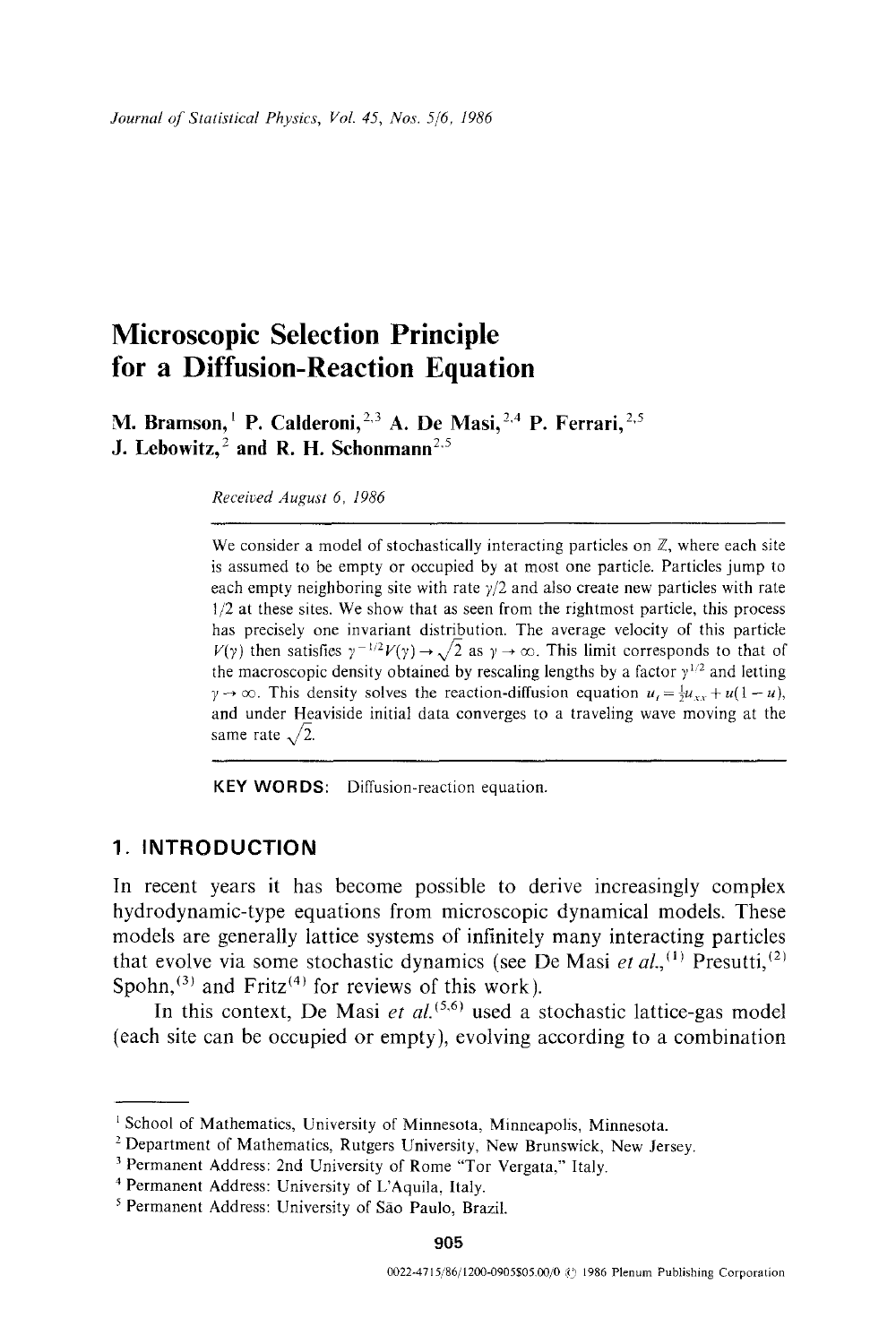# Microscopic Selection Principle for a Diffusion-Reaction Equation

**M. Bramson,[1] P. Calderoni,[2,3] A. De Masi,[2,4] P. Ferrari,[2,5] J. Lebowitz,[2] and R. H. Schonmann[2,5]**

*Received August 6, 1986*

We consider a model of stochastically interacting particles on $\mathbb{Z}$, where each site is assumed to be empty or occupied by at most one particle. Particles jump to each empty neighboring site with rate $\gamma/2$ and also create new particles with rate $1/2$ at these sites. We show that as seen from the rightmost particle, this process has precisely one invariant distribution. The average velocity of this particle $V(\gamma)$ then satisfies $\gamma^{-1/2}V(\gamma) \to \sqrt{2}$ as $\gamma \to \infty$. This limit corresponds to that of the macroscopic density obtained by rescaling lengths by a factor $\gamma^{1/2}$ and letting $\gamma \to \infty$. This density solves the reaction-diffusion equation $u_t = \frac{1}{2}u_{xx} + u(1-u)$, and under Heaviside initial data converges to a traveling wave moving at the same rate $\sqrt{2}$.

**KEY WORDS:** Diffusion-reaction equation.

## 1. INTRODUCTION

In recent years it has become possible to derive increasingly complex hydrodynamic-type equations from microscopic dynamical models. These models are generally lattice systems of infinitely many interacting particles that evolve via some stochastic dynamics (see De Masi *et al.*,[1] Presutti,[2] Spohn,[3] and Fritz[4] for reviews of this work).

In this context, De Masi *et al.*[5,6] used a stochastic lattice-gas model (each site can be occupied or empty), evolving according to a combination

---

[1] School of Mathematics, University of Minnesota, Minneapolis, Minnesota.

[2] Department of Mathematics, Rutgers University, New Brunswick, New Jersey.

[3] Permanent Address: 2nd University of Rome "Tor Vergata," Italy.

[4] Permanent Address: University of L'Aquila, Italy.

[5] Permanent Address: University of São Paulo, Brazil.

0022-4715/86/1200-0905$05.00/0 © 1986 Plenum Publishing Corporation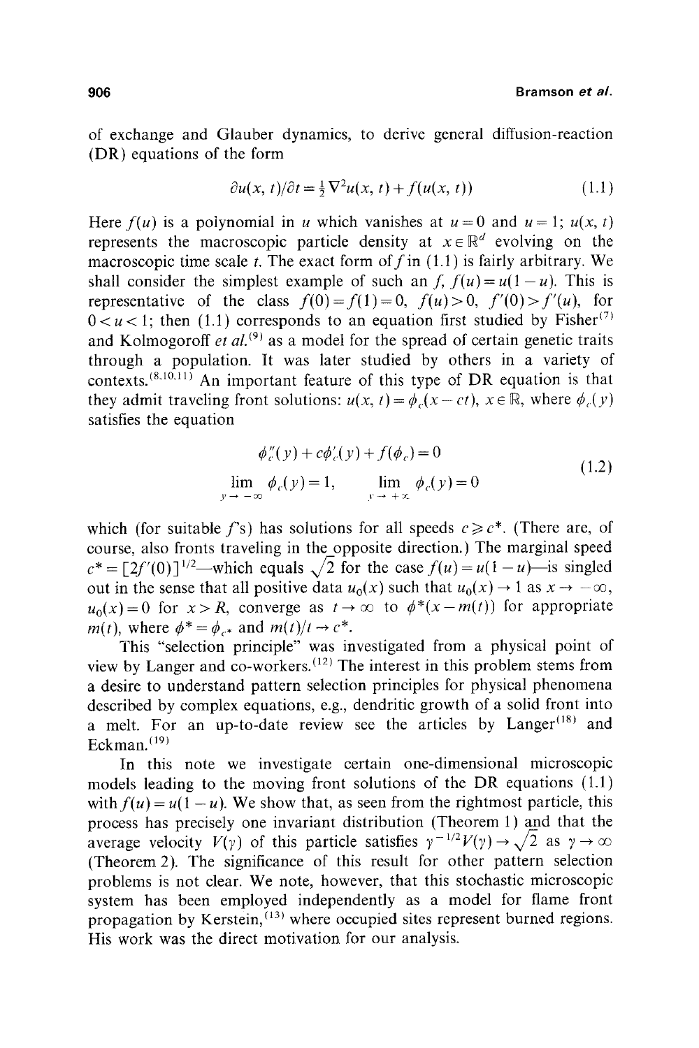of exchange and Glauber dynamics, to derive general diffusion-reaction (DR) equations of the form

$$\partial u(x, t)/\partial t = \tfrac{1}{2}\nabla^2 u(x, t) + f(u(x, t)) \tag{1.1}$$

Here $f(u)$ is a polynomial in $u$ which vanishes at $u = 0$ and $u = 1$; $u(x, t)$ represents the macroscopic particle density at $x \in \mathbb{R}^d$ evolving on the macroscopic time scale $t$. The exact form of $f$ in (1.1) is fairly arbitrary. We shall consider the simplest example of such an $f$, $f(u) = u(1-u)$. This is representative of the class $f(0) = f(1) = 0$, $f(u) > 0$, $f'(0) > f'(u)$, for $0 < u < 1$; then (1.1) corresponds to an equation first studied by Fisher[7] and Kolmogoroff *et al.*[9] as a model for the spread of certain genetic traits through a population. It was later studied by others in a variety of contexts.[8,10,11] An important feature of this type of DR equation is that they admit traveling front solutions: $u(x, t) = \phi_c(x - ct)$, $x \in \mathbb{R}$, where $\phi_c(y)$ satisfies the equation

$$\begin{gathered}\phi_c''(y) + c\phi_c'(y) + f(\phi_c) = 0 \\ \lim_{y \to -\infty} \phi_c(y) = 1, \qquad \lim_{y \to +\infty} \phi_c(y) = 0\end{gathered} \tag{1.2}$$

which (for suitable $f$'s) has solutions for all speeds $c \geq c^*$. (There are, of course, also fronts traveling in the opposite direction.) The marginal speed $c^* = [2f'(0)]^{1/2}$—which equals $\sqrt{2}$ for the case $f(u) = u(1-u)$—is singled out in the sense that all positive data $u_0(x)$ such that $u_0(x) \to 1$ as $x \to -\infty$, $u_0(x) = 0$ for $x > R$, converge as $t \to \infty$ to $\phi^*(x - m(t))$ for appropriate $m(t)$, where $\phi^* = \phi_{c^*}$ and $m(t)/t \to c^*$.

This "selection principle" was investigated from a physical point of view by Langer and co-workers.[12] The interest in this problem stems from a desire to understand pattern selection principles for physical phenomena described by complex equations, e.g., dendritic growth of a solid front into a melt. For an up-to-date review see the articles by Langer[18] and Eckman.[19]

In this note we investigate certain one-dimensional microscopic models leading to the moving front solutions of the DR equations (1.1) with $f(u) = u(1-u)$. We show that, as seen from the rightmost particle, this process has precisely one invariant distribution (Theorem 1) and that the average velocity $V(\gamma)$ of this particle satisfies $\gamma^{-1/2}V(\gamma) \to \sqrt{2}$ as $\gamma \to \infty$ (Theorem 2). The significance of this result for other pattern selection problems is not clear. We note, however, that this stochastic microscopic system has been employed independently as a model for flame front propagation by Kerstein,[13] where occupied sites represent burned regions. His work was the direct motivation for our analysis.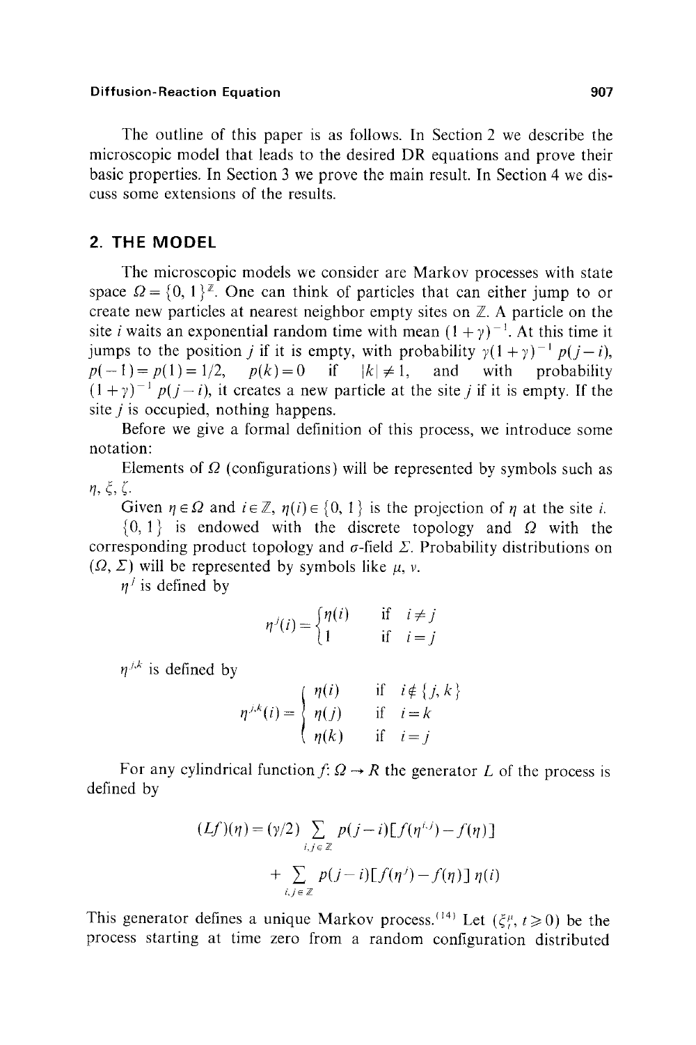The outline of this paper is as follows. In Section 2 we describe the microscopic model that leads to the desired DR equations and prove their basic properties. In Section 3 we prove the main result. In Section 4 we discuss some extensions of the results.

## 2. THE MODEL

The microscopic models we consider are Markov processes with state space $\Omega = \{0, 1\}^{\mathbb{Z}}$. One can think of particles that can either jump to or create new particles at nearest neighbor empty sites on $\mathbb{Z}$. A particle on the site $i$ waits an exponential random time with mean $(1+\gamma)^{-1}$. At this time it jumps to the position $j$ if it is empty, with probability $\gamma(1+\gamma)^{-1} p(j-i)$, $p(-1) = p(1) = 1/2$, $p(k) = 0$ if $|k| \neq 1$, and with probability $(1+\gamma)^{-1} p(j-i)$, it creates a new particle at the site $j$ if it is empty. If the site $j$ is occupied, nothing happens.

Before we give a formal definition of this process, we introduce some notation:

Elements of $\Omega$ (configurations) will be represented by symbols such as $\eta$, $\xi$, $\zeta$.

Given $\eta \in \Omega$ and $i \in \mathbb{Z}$, $\eta(i) \in \{0, 1\}$ is the projection of $\eta$ at the site $i$.

$\{0, 1\}$ is endowed with the discrete topology and $\Omega$ with the corresponding product topology and $\sigma$-field $\Sigma$. Probability distributions on $(\Omega, \Sigma)$ will be represented by symbols like $\mu$, $\nu$.

$\eta^j$ is defined by

$$\eta^j(i) = \begin{cases} \eta(i) & \text{if } i \neq j \\ 1 & \text{if } i = j \end{cases}$$

$\eta^{j,k}$ is defined by

$$\eta^{j,k}(i) = \begin{cases} \eta(i) & \text{if } i \notin \{j, k\} \\ \eta(j) & \text{if } i = k \\ \eta(k) & \text{if } i = j \end{cases}$$

For any cylindrical function $f\colon \Omega \to R$ the generator $L$ of the process is defined by

$$(Lf)(\eta) = (\gamma/2) \sum_{i,j \in \mathbb{Z}} p(j-i)[f(\eta^{i,j}) - f(\eta)] + \sum_{i,j \in \mathbb{Z}} p(j-i)[f(\eta^j) - f(\eta)]\, \eta(i)$$

This generator defines a unique Markov process.[14] Let $(\xi_t^\mu, t \geq 0)$ be the process starting at time zero from a random configuration distributed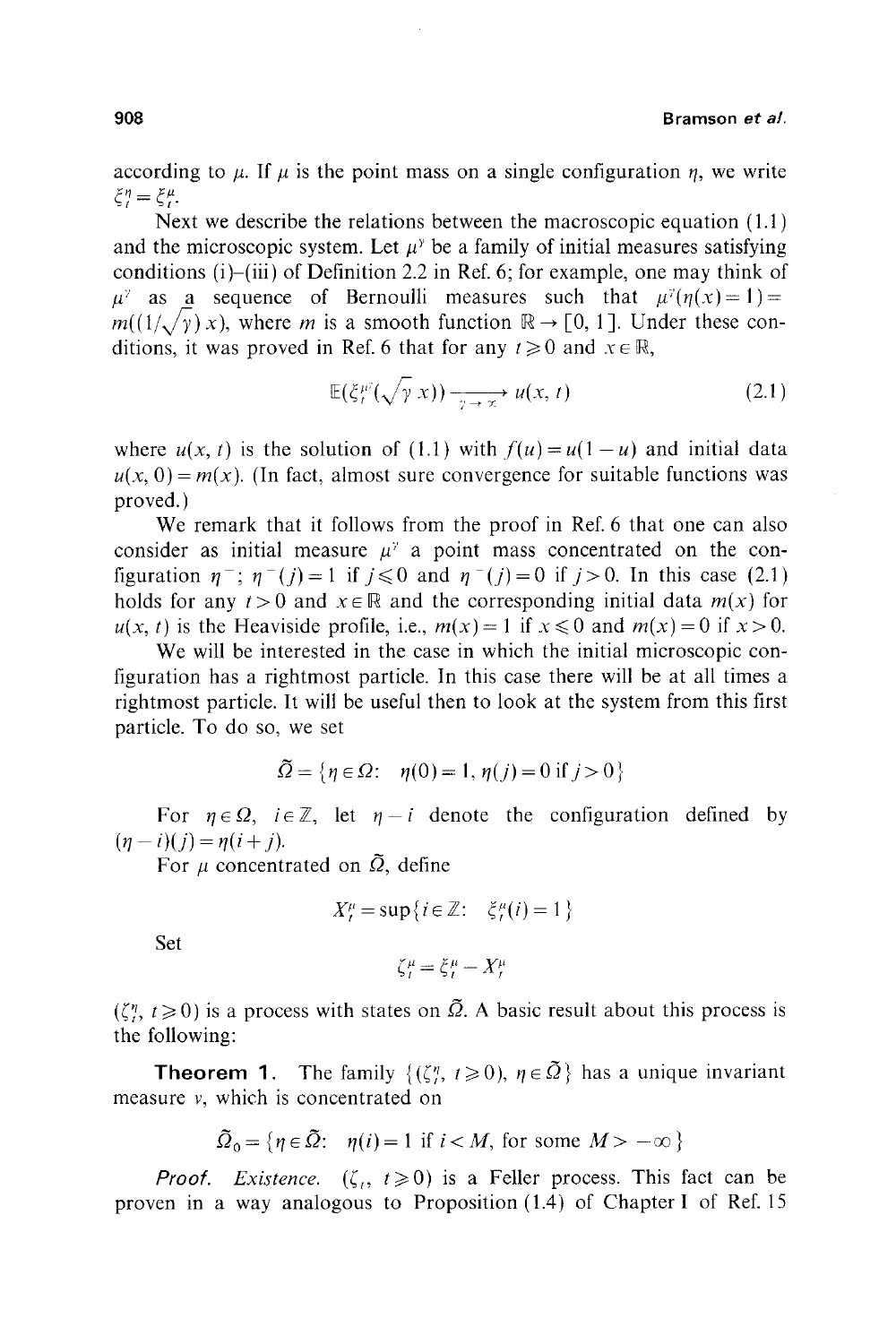according to $\mu$. If $\mu$ is the point mass on a single configuration $\eta$, we write $\xi_t^\eta = \xi_t^\mu$.

Next we describe the relations between the macroscopic equation (1.1) and the microscopic system. Let $\mu^\gamma$ be a family of initial measures satisfying conditions (i)–(iii) of Definition 2.2 in Ref. 6; for example, one may think of $\mu^\gamma$ as a sequence of Bernoulli measures such that $\mu^\gamma(\eta(x)=1) = m((1/\sqrt{\gamma})\,x)$, where $m$ is a smooth function $\mathbb{R} \to [0, 1]$. Under these conditions, it was proved in Ref. 6 that for any $t \geqslant 0$ and $x \in \mathbb{R}$,

$$\mathbb{E}(\xi_t^{\mu^\gamma}(\sqrt{\gamma}\,x)) \xrightarrow[\gamma \to \infty]{} u(x, t) \tag{2.1}$$

where $u(x, t)$ is the solution of (1.1) with $f(u) = u(1-u)$ and initial data $u(x, 0) = m(x)$. (In fact, almost sure convergence for suitable functions was proved.)

We remark that it follows from the proof in Ref. 6 that one can also consider as initial measure $\mu^\gamma$ a point mass concentrated on the configuration $\eta^-$; $\eta^-(j) = 1$ if $j \leqslant 0$ and $\eta^-(j) = 0$ if $j > 0$. In this case (2.1) holds for any $t > 0$ and $x \in \mathbb{R}$ and the corresponding initial data $m(x)$ for $u(x, t)$ is the Heaviside profile, i.e., $m(x) = 1$ if $x \leqslant 0$ and $m(x) = 0$ if $x > 0$.

We will be interested in the case in which the initial microscopic configuration has a rightmost particle. In this case there will be at all times a rightmost particle. It will be useful then to look at the system from this first particle. To do so, we set

$$\tilde{\Omega} = \{\eta \in \Omega\colon\ \eta(0) = 1, \eta(j) = 0 \text{ if } j > 0\}$$

For $\eta \in \Omega$, $i \in \mathbb{Z}$, let $\eta - i$ denote the configuration defined by $(\eta - i)(j) = \eta(i + j)$.

For $\mu$ concentrated on $\tilde{\Omega}$, define

$$X_t^\mu = \sup\{i \in \mathbb{Z}\colon\ \xi_t^\mu(i) = 1\}$$

Set

$$\zeta_t^\mu = \xi_t^\mu - X_t^\mu$$

$(\zeta_t^\eta, t \geqslant 0)$ is a process with states on $\tilde{\Omega}$. A basic result about this process is the following:

**Theorem 1.** The family $\{(\zeta_t^\eta, t \geqslant 0), \eta \in \tilde{\Omega}\}$ has a unique invariant measure $\nu$, which is concentrated on

$$\tilde{\Omega}_0 = \{\eta \in \tilde{\Omega}\colon\ \eta(i) = 1 \text{ if } i < M, \text{ for some } M > -\infty\}$$

*Proof. Existence.* $(\zeta_t, t \geqslant 0)$ is a Feller process. This fact can be proven in a way analogous to Proposition (1.4) of Chapter I of Ref. 15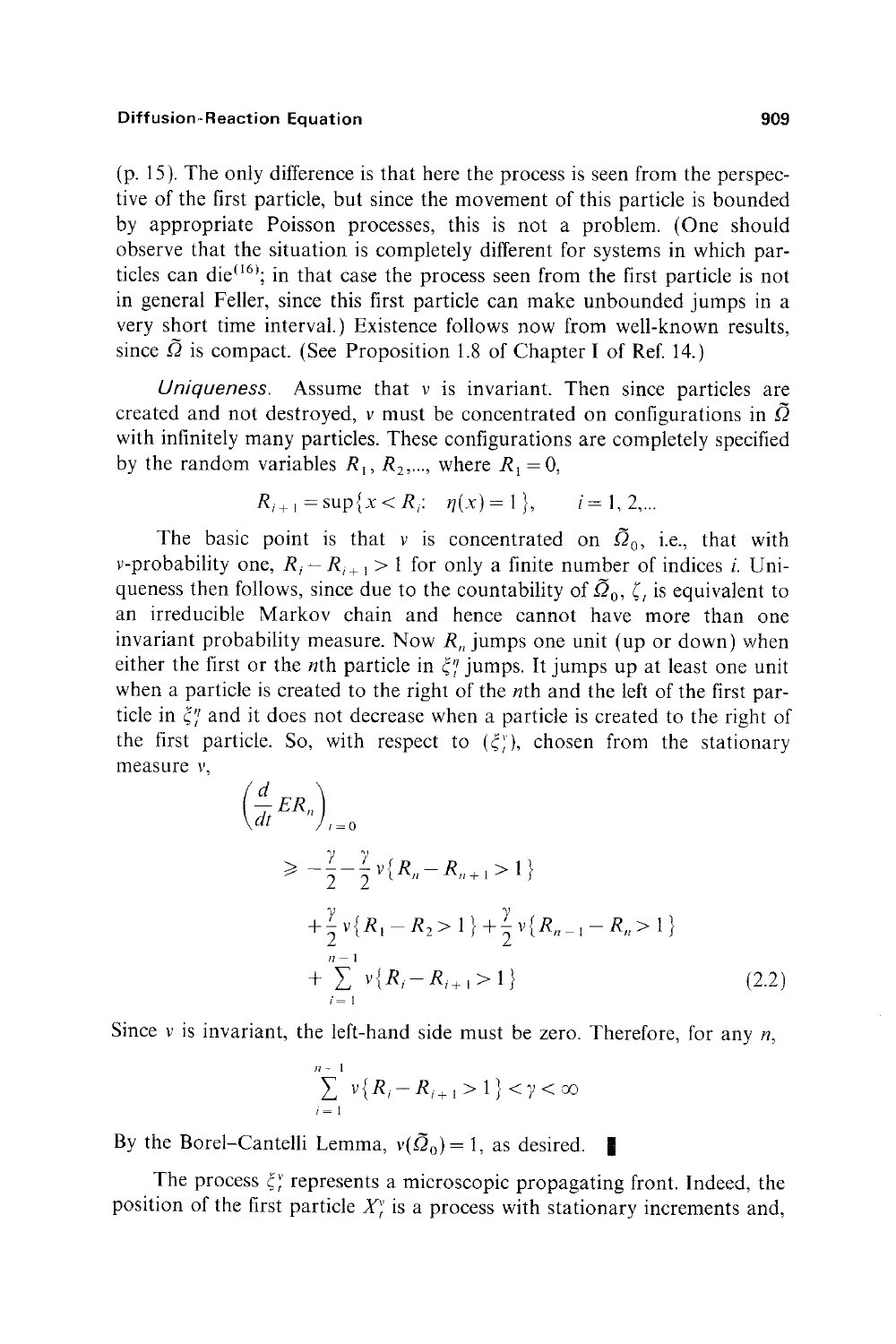(p. 15). The only difference is that here the process is seen from the perspective of the first particle, but since the movement of this particle is bounded by appropriate Poisson processes, this is not a problem. (One should observe that the situation is completely different for systems in which particles can die[16]; in that case the process seen from the first particle is not in general Feller, since this first particle can make unbounded jumps in a very short time interval.) Existence follows now from well-known results, since $\tilde{\Omega}$ is compact. (See Proposition 1.8 of Chapter I of Ref. 14.)

*Uniqueness.* Assume that $\nu$ is invariant. Then since particles are created and not destroyed, $\nu$ must be concentrated on configurations in $\tilde{\Omega}$ with infinitely many particles. These configurations are completely specified by the random variables $R_1, R_2, \ldots$, where $R_1 = 0$,

$$R_{i+1} = \sup\{x < R_i;\ \ \eta(x) = 1\}, \qquad i = 1, 2, \ldots$$

The basic point is that $\nu$ is concentrated on $\tilde{\Omega}_0$, i.e., that with $\nu$-probability one, $R_i - R_{i+1} > 1$ for only a finite number of indices $i$. Uniqueness then follows, since due to the countability of $\tilde{\Omega}_0$, $\zeta_t$ is equivalent to an irreducible Markov chain and hence cannot have more than one invariant probability measure. Now $R_n$ jumps one unit (up or down) when either the first or the $n$th particle in $\xi_t^\eta$ jumps. It jumps up at least one unit when a particle is created to the right of the $n$th and the left of the first particle in $\xi_t^\eta$ and it does not decrease when a particle is created to the right of the first particle. So, with respect to $(\xi_t^\nu)$, chosen from the stationary measure $\nu$,

$$\begin{aligned}
&\left(\frac{d}{dt} ER_n\right)_{t=0} \\
&\quad \geqslant -\frac{\gamma}{2} - \frac{\gamma}{2}\nu\{R_n - R_{n+1} > 1\} \\
&\quad\quad + \frac{\gamma}{2}\nu\{R_1 - R_2 > 1\} + \frac{\gamma}{2}\nu\{R_{n-1} - R_n > 1\} \\
&\quad\quad + \sum_{i=1}^{n-1} \nu\{R_i - R_{i+1} > 1\}
\end{aligned} \tag{2.2}$$

Since $\nu$ is invariant, the left-hand side must be zero. Therefore, for any $n$,

$$\sum_{i=1}^{n-1} \nu\{R_i - R_{i+1} > 1\} < \gamma < \infty$$

By the Borel–Cantelli Lemma, $\nu(\tilde{\Omega}_0) = 1$, as desired. ∎

The process $\xi_t^\nu$ represents a microscopic propagating front. Indeed, the position of the first particle $X_t^\nu$ is a process with stationary increments and,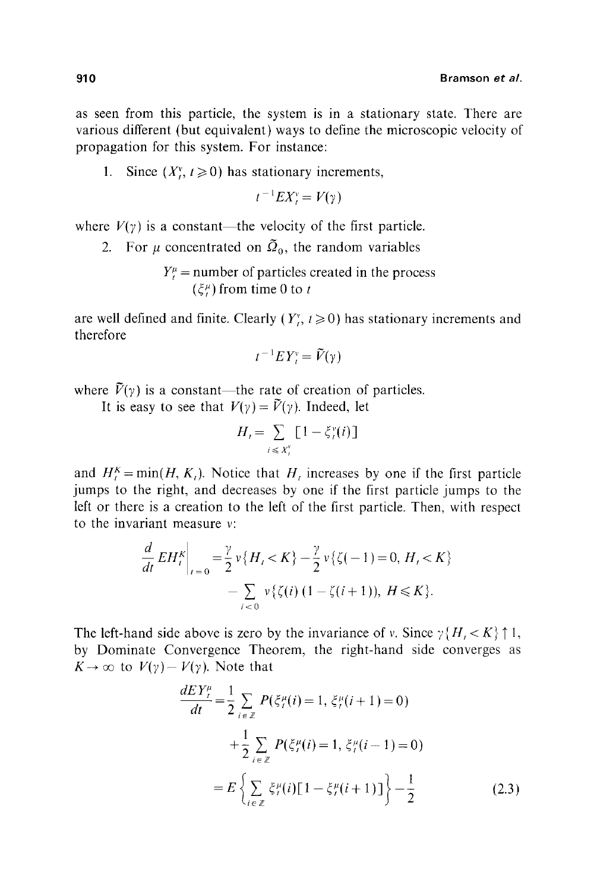as seen from this particle, the system is in a stationary state. There are various different (but equivalent) ways to define the microscopic velocity of propagation for this system. For instance:

1. Since $(X_t^\nu, t \geqslant 0)$ has stationary increments,

$$t^{-1} E X_t^\nu = V(\gamma)$$

where $V(\gamma)$ is a constant—the velocity of the first particle.

2. For $\mu$ concentrated on $\tilde{\Omega}_0$, the random variables

$$Y_t^\mu = \text{number of particles created in the process } (\xi_t^\mu) \text{ from time } 0 \text{ to } t$$

are well defined and finite. Clearly $(Y_t^\nu, t \geqslant 0)$ has stationary increments and therefore

$$t^{-1} E Y_t^\nu = \tilde{V}(\gamma)$$

where $\tilde{V}(\gamma)$ is a constant—the rate of creation of particles.

It is easy to see that $V(\gamma) = \tilde{V}(\gamma)$. Indeed, let

$$H_t = \sum_{i \leqslant X_t^\nu} [1 - \xi_t^\nu(i)]$$

and $H_t^K = \min(H, K_t)$. Notice that $H_t$ increases by one if the first particle jumps to the right, and decreases by one if the first particle jumps to the left or there is a creation to the left of the first particle. Then, with respect to the invariant measure $\nu$:

$$\left.\frac{d}{dt} E H_t^K\right|_{t=0} = \frac{\gamma}{2} \nu\{H_t < K\} - \frac{\gamma}{2} \nu\{\zeta(-1) = 0, H_t < K\} - \sum_{i<0} \nu\{\zeta(i)(1 - \zeta(i+1)), H \leqslant K\}.$$

The left-hand side above is zero by the invariance of $\nu$. Since $\gamma\{H_t < K\} \uparrow 1$, by Dominate Convergence Theorem, the right-hand side converges as $K \to \infty$ to $V(\gamma) - \tilde{V}(\gamma)$. Note that

$$\begin{aligned}
\frac{dEY_t^\mu}{dt} &= \frac{1}{2} \sum_{i \in \mathbb{Z}} P(\xi_t^\mu(i) = 1, \xi_t^\mu(i+1) = 0) \\
&\quad + \frac{1}{2} \sum_{i \in \mathbb{Z}} P(\xi_t^\mu(i) = 1, \xi_t^\mu(i-1) = 0) \\
&= E\left\{\sum_{i \in \mathbb{Z}} \xi_t^\mu(i)[1 - \xi_t^\mu(i+1)]\right\} - \frac{1}{2}
\end{aligned} \tag{2.3}$$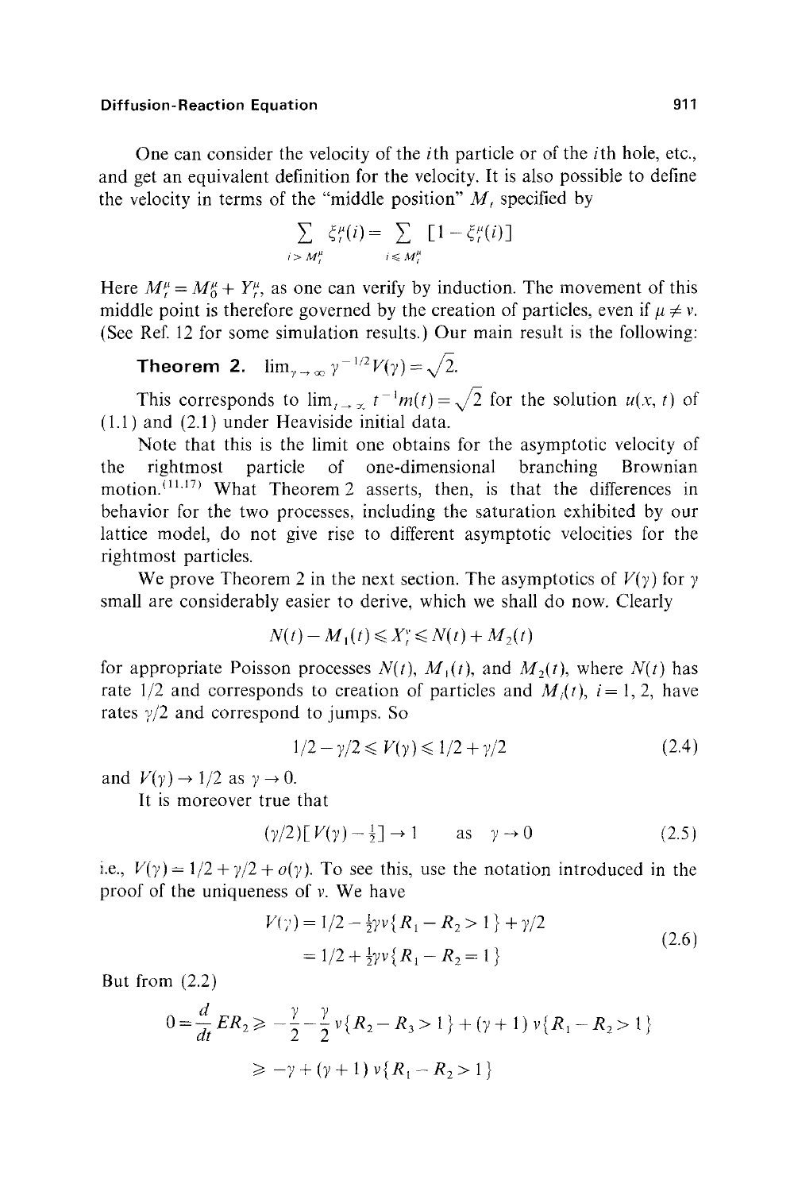One can consider the velocity of the $i$th particle or of the $i$th hole, etc., and get an equivalent definition for the velocity. It is also possible to define the velocity in terms of the "middle position" $M_t$ specified by

$$\sum_{i > M_t^\mu} \xi_t^\mu(i) = \sum_{i \leqslant M_t^\mu} [1 - \xi_t^\mu(i)]$$

Here $M_t^\mu = M_0^\mu + Y_t^\mu$, as one can verify by induction. The movement of this middle point is therefore governed by the creation of particles, even if $\mu \neq \nu$. (See Ref. 12 for some simulation results.) Our main result is the following:

**Theorem 2.** $\lim_{\gamma \to \infty} \gamma^{-1/2} V(\gamma) = \sqrt{2}$.

This corresponds to $\lim_{t \to \infty} t^{-1} m(t) = \sqrt{2}$ for the solution $u(x, t)$ of (1.1) and (2.1) under Heaviside initial data.

Note that this is the limit one obtains for the asymptotic velocity of the rightmost particle of one-dimensional branching Brownian motion.[11,17] What Theorem 2 asserts, then, is that the differences in behavior for the two processes, including the saturation exhibited by our lattice model, do not give rise to different asymptotic velocities for the rightmost particles.

We prove Theorem 2 in the next section. The asymptotics of $V(\gamma)$ for $\gamma$ small are considerably easier to derive, which we shall do now. Clearly

$$N(t) - M_1(t) \leqslant X_t^\nu \leqslant N(t) + M_2(t)$$

for appropriate Poisson processes $N(t)$, $M_1(t)$, and $M_2(t)$, where $N(t)$ has rate 1/2 and corresponds to creation of particles and $M_i(t)$, $i = 1, 2$, have rates $\gamma/2$ and correspond to jumps. So

$$1/2 - \gamma/2 \leqslant V(\gamma) \leqslant 1/2 + \gamma/2 \tag{2.4}$$

and $V(\gamma) \to 1/2$ as $\gamma \to 0$.

It is moreover true that

$$(\gamma/2)[V(\gamma) - \tfrac{1}{2}] \to 1 \qquad \text{as} \quad \gamma \to 0 \tag{2.5}$$

i.e., $V(\gamma) = 1/2 + \gamma/2 + o(\gamma)$. To see this, use the notation introduced in the proof of the uniqueness of $\nu$. We have

$$\begin{aligned} V(\gamma) &= 1/2 - \tfrac{1}{2}\gamma\nu\{R_1 - R_2 > 1\} + \gamma/2 \\ &= 1/2 + \tfrac{1}{2}\gamma\nu\{R_1 - R_2 = 1\} \end{aligned} \tag{2.6}$$

But from (2.2)

$$\begin{aligned} 0 = \frac{d}{dt} ER_2 &\geqslant -\frac{\gamma}{2} - \frac{\gamma}{2}\nu\{R_2 - R_3 > 1\} + (\gamma + 1)\,\nu\{R_1 - R_2 > 1\} \\ &\geqslant -\gamma + (\gamma + 1)\,\nu\{R_1 - R_2 > 1\} \end{aligned}$$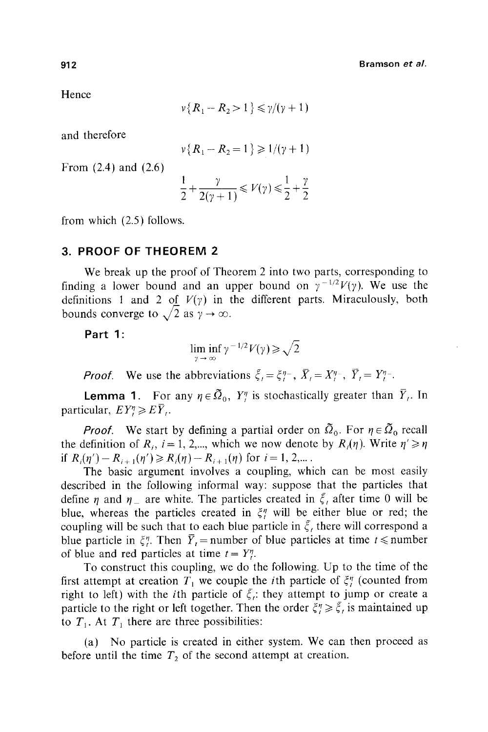Hence

$$\nu\{R_1 - R_2 > 1\} \leqslant \gamma/(\gamma+1)$$

and therefore

$$\nu\{R_1 - R_2 = 1\} \geqslant 1/(\gamma+1)$$

From (2.4) and (2.6)

$$\frac{1}{2} + \frac{\gamma}{2(\gamma+1)} \leqslant V(\gamma) \leqslant \frac{1}{2} + \frac{\gamma}{2}$$

from which (2.5) follows.

## 3. PROOF OF THEOREM 2

We break up the proof of Theorem 2 into two parts, corresponding to finding a lower bound and an upper bound on $\gamma^{-1/2}V(\gamma)$. We use the definitions 1 and 2 of $V(\gamma)$ in the different parts. Miraculously, both bounds converge to $\sqrt{2}$ as $\gamma \to \infty$.

**Part 1:**

$$\liminf_{\gamma \to \infty} \gamma^{-1/2} V(\gamma) \geqslant \sqrt{2}$$

*Proof.* We use the abbreviations $\bar{\xi}_t = \xi_t^{\eta_-}$, $\bar{X}_t = X_t^{\eta_-}$, $\bar{Y}_t = Y_t^{\eta_-}$.

**Lemma 1.** For any $\eta \in \tilde{\Omega}_0$, $Y_t^\eta$ is stochastically greater than $\bar{Y}_t$. In particular, $EY_t^\eta \geqslant E\bar{Y}_t$.

*Proof.* We start by defining a partial order on $\tilde{\Omega}_0$. For $\eta \in \tilde{\Omega}_0$ recall the definition of $R_i$, $i = 1, 2,\ldots$, which we now denote by $R_i(\eta)$. Write $\eta' \geqslant \eta$ if $R_i(\eta') - R_{i+1}(\eta') \geqslant R_i(\eta) - R_{i+1}(\eta)$ for $i = 1, 2,\ldots$.

The basic argument involves a coupling, which can be most easily described in the following informal way: suppose that the particles that define $\eta$ and $\eta_-$ are white. The particles created in $\bar{\xi}_t$ after time 0 will be blue, whereas the particles created in $\xi_t^\eta$ will be either blue or red; the coupling will be such that to each blue particle in $\bar{\xi}_t$ there will correspond a blue particle in $\xi_t^\eta$. Then $\bar{Y}_t =$ number of blue particles at time $t \leqslant$ number of blue and red particles at time $t = Y_t^\eta$.

To construct this coupling, we do the following. Up to the time of the first attempt at creation $T_1$ we couple the $i$th particle of $\xi_t^\eta$ (counted from right to left) with the $i$th particle of $\bar{\xi}_t$: they attempt to jump or create a particle to the right or left together. Then the order $\xi_t^\eta \geqslant \bar{\xi}_t$ is maintained up to $T_1$. At $T_1$ there are three possibilities:

(a) No particle is created in either system. We can then proceed as before until the time $T_2$ of the second attempt at creation.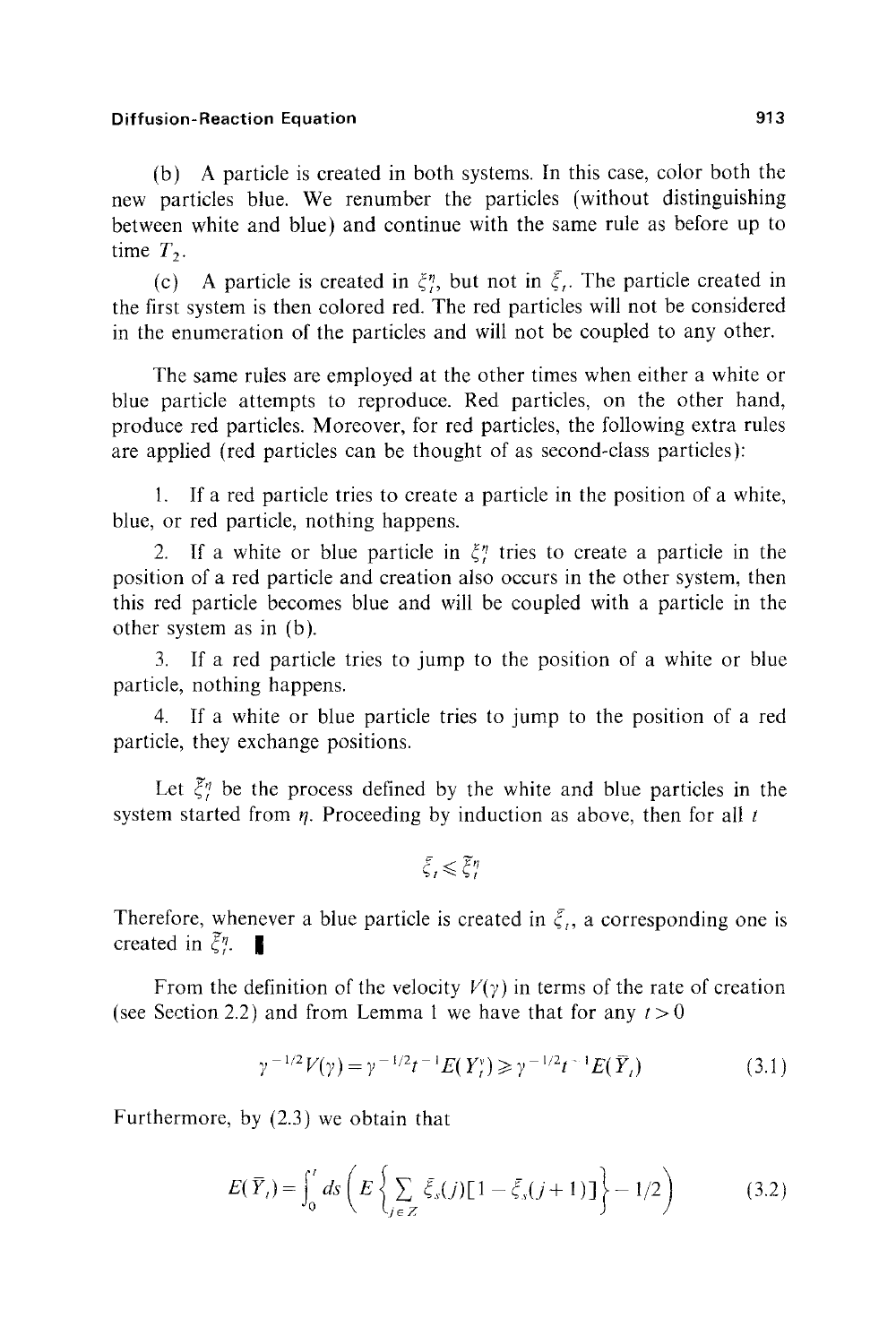(b) A particle is created in both systems. In this case, color both the new particles blue. We renumber the particles (without distinguishing between white and blue) and continue with the same rule as before up to time $T_2$.

(c) A particle is created in $\xi_t^\eta$, but not in $\bar{\xi}_t$. The particle created in the first system is then colored red. The red particles will not be considered in the enumeration of the particles and will not be coupled to any other.

The same rules are employed at the other times when either a white or blue particle attempts to reproduce. Red particles, on the other hand, produce red particles. Moreover, for red particles, the following extra rules are applied (red particles can be thought of as second-class particles):

1. If a red particle tries to create a particle in the position of a white, blue, or red particle, nothing happens.

2. If a white or blue particle in $\xi_t^\eta$ tries to create a particle in the position of a red particle and creation also occurs in the other system, then this red particle becomes blue and will be coupled with a particle in the other system as in (b).

3. If a red particle tries to jump to the position of a white or blue particle, nothing happens.

4. If a white or blue particle tries to jump to the position of a red particle, they exchange positions.

Let $\bar{\xi}_t^\eta$ be the process defined by the white and blue particles in the system started from $\eta$. Proceeding by induction as above, then for all $t$

$$\bar{\xi}_t \leqslant \bar{\xi}_t^\eta$$

Therefore, whenever a blue particle is created in $\bar{\xi}_t$, a corresponding one is created in $\bar{\xi}_t^\eta$. ∎

From the definition of the velocity $V(\gamma)$ in terms of the rate of creation (see Section 2.2) and from Lemma 1 we have that for any $t > 0$

$$\gamma^{-1/2} V(\gamma) = \gamma^{-1/2} t^{-1} E(Y_t^\gamma) \geqslant \gamma^{-1/2} t^{-1} E(\bar{Y}_t) \tag{3.1}$$

Furthermore, by (2.3) we obtain that

$$E(\bar{Y}_t) = \int_0^t ds \left( E \left\{ \sum_{j \in Z} \bar{\xi}_s(j)[1 - \bar{\xi}_s(j+1)] \right\} - 1/2 \right) \tag{3.2}$$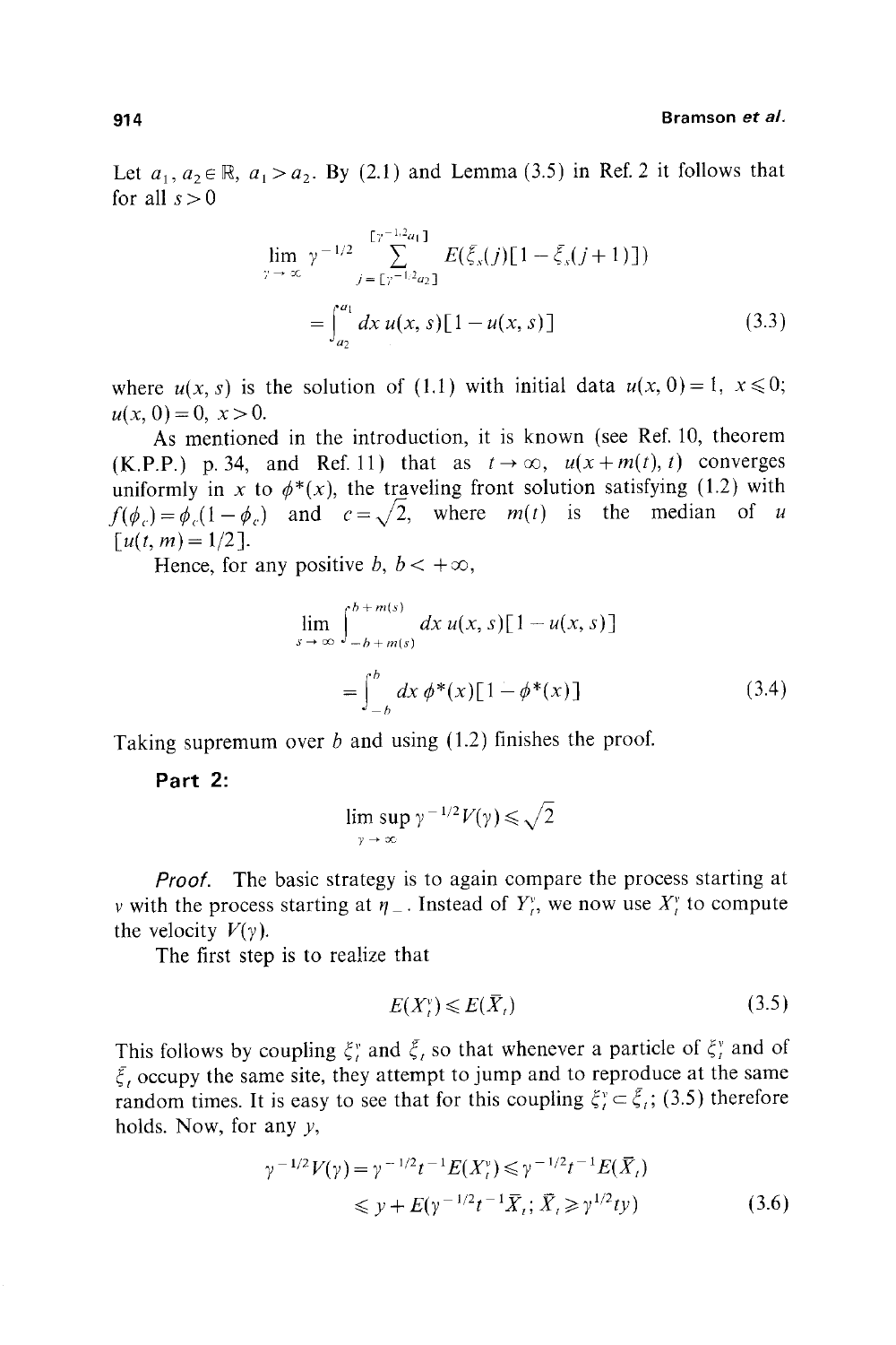Let $a_1, a_2 \in \mathbb{R}$, $a_1 > a_2$. By (2.1) and Lemma (3.5) in Ref. 2 it follows that for all $s > 0$

$$\lim_{\gamma \to \infty} \gamma^{-1/2} \sum_{j=[\gamma^{-1/2}a_2]}^{[\gamma^{-1/2}a_1]} E(\bar{\xi}_s(j)[1 - \bar{\xi}_s(j+1)]) = \int_{a_2}^{a_1} dx\, u(x, s)[1 - u(x, s)] \tag{3.3}$$

where $u(x, s)$ is the solution of (1.1) with initial data $u(x, 0) = 1$, $x \leqslant 0$; $u(x, 0) = 0$, $x > 0$.

As mentioned in the introduction, it is known (see Ref. 10, theorem (K.P.P.) p. 34, and Ref. 11) that as $t \to \infty$, $u(x + m(t), t)$ converges uniformly in $x$ to $\phi^*(x)$, the traveling front solution satisfying (1.2) with $f(\phi_c) = \phi_c(1 - \phi_c)$ and $c = \sqrt{2}$, where $m(t)$ is the median of $u$ $[u(t, m) = 1/2]$.

Hence, for any positive $b$, $b < +\infty$,

$$\lim_{s \to \infty} \int_{-b+m(s)}^{b+m(s)} dx\, u(x, s)[1 - u(x, s)] = \int_{-b}^{b} dx\, \phi^*(x)[1 - \phi^*(x)] \tag{3.4}$$

Taking supremum over $b$ and using (1.2) finishes the proof.

**Part 2:**

$$\limsup_{\gamma \to \infty} \gamma^{-1/2} V(\gamma) \leqslant \sqrt{2}$$

*Proof.* The basic strategy is to again compare the process starting at $v$ with the process starting at $\eta_-$. Instead of $Y_t^v$, we now use $X_t^v$ to compute the velocity $V(\gamma)$.

The first step is to realize that

$$E(X_t^v) \leqslant E(\bar{X}_t) \tag{3.5}$$

This follows by coupling $\xi_t^v$ and $\bar{\xi}_t$ so that whenever a particle of $\xi_t^v$ and of $\bar{\xi}_t$ occupy the same site, they attempt to jump and to reproduce at the same random times. It is easy to see that for this coupling $\xi_t^v \subset \bar{\xi}_t$; (3.5) therefore holds. Now, for any $y$,

$$\gamma^{-1/2} V(\gamma) = \gamma^{-1/2} t^{-1} E(X_t^v) \leqslant \gamma^{-1/2} t^{-1} E(\bar{X}_t) \leqslant y + E(\gamma^{-1/2} t^{-1} \bar{X}_t;\, \bar{X}_t \geqslant \gamma^{1/2} t y) \tag{3.6}$$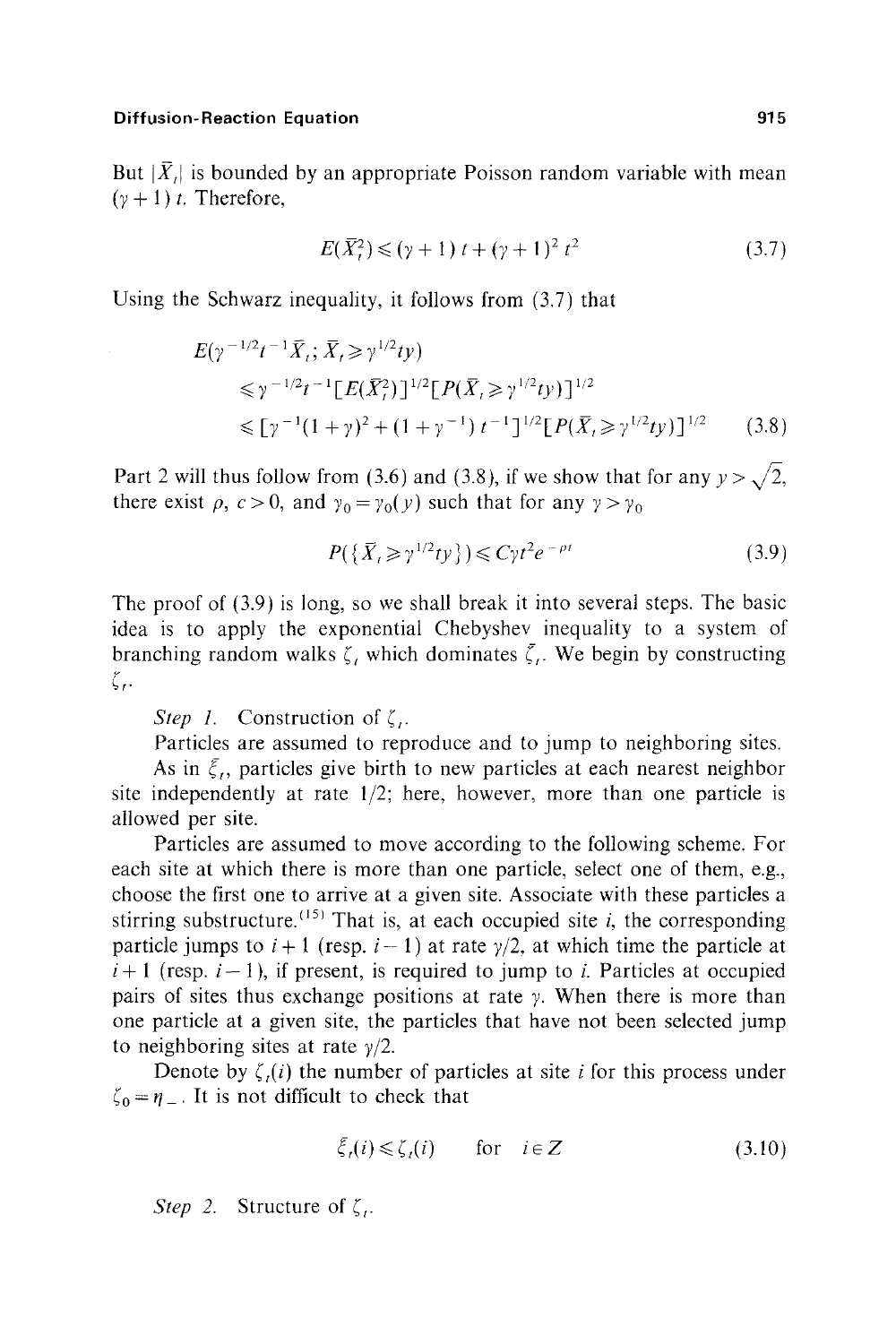But $|\bar{X}_t|$ is bounded by an appropriate Poisson random variable with mean $(\gamma + 1)\, t$. Therefore,

$$E(\bar{X}_t^2) \leqslant (\gamma + 1)\, t + (\gamma + 1)^2\, t^2 \tag{3.7}$$

Using the Schwarz inequality, it follows from (3.7) that

$$\begin{aligned}
&E(\gamma^{-1/2} t^{-1} \bar{X}_t;\, \bar{X}_t \geqslant \gamma^{1/2} t y) \\
&\quad \leqslant \gamma^{-1/2} t^{-1} [E(\bar{X}_t^2)]^{1/2} [P(\bar{X}_t \geqslant \gamma^{1/2} t y)]^{1/2} \\
&\quad \leqslant [\gamma^{-1}(1+\gamma)^2 + (1+\gamma^{-1})\, t^{-1}]^{1/2} [P(\bar{X}_t \geqslant \gamma^{1/2} t y)]^{1/2}
\end{aligned} \tag{3.8}$$

Part 2 will thus follow from (3.6) and (3.8), if we show that for any $y > \sqrt{2}$, there exist $\rho$, $c > 0$, and $\gamma_0 = \gamma_0(y)$ such that for any $\gamma > \gamma_0$

$$P(\{\bar{X}_t \geqslant \gamma^{1/2} t y\}) \leqslant C \gamma t^2 e^{-\rho t} \tag{3.9}$$

The proof of (3.9) is long, so we shall break it into several steps. The basic idea is to apply the exponential Chebyshev inequality to a system of branching random walks $\zeta_t$ which dominates $\bar{\xi}_t$. We begin by constructing $\zeta_t$.

*Step 1.* Construction of $\zeta_t$.

Particles are assumed to reproduce and to jump to neighboring sites.

As in $\xi_t$, particles give birth to new particles at each nearest neighbor site independently at rate 1/2; here, however, more than one particle is allowed per site.

Particles are assumed to move according to the following scheme. For each site at which there is more than one particle, select one of them, e.g., choose the first one to arrive at a given site. Associate with these particles a stirring substructure.[15] That is, at each occupied site $i$, the corresponding particle jumps to $i+1$ (resp. $i-1$) at rate $\gamma/2$, at which time the particle at $i+1$ (resp. $i-1$), if present, is required to jump to $i$. Particles at occupied pairs of sites thus exchange positions at rate $\gamma$. When there is more than one particle at a given site, the particles that have not been selected jump to neighboring sites at rate $\gamma/2$.

Denote by $\zeta_t(i)$ the number of particles at site $i$ for this process under $\zeta_0 = \eta_-$. It is not difficult to check that

$$\xi_t(i) \leqslant \zeta_t(i) \qquad \text{for} \quad i \in Z \tag{3.10}$$

*Step 2.* Structure of $\zeta_t$.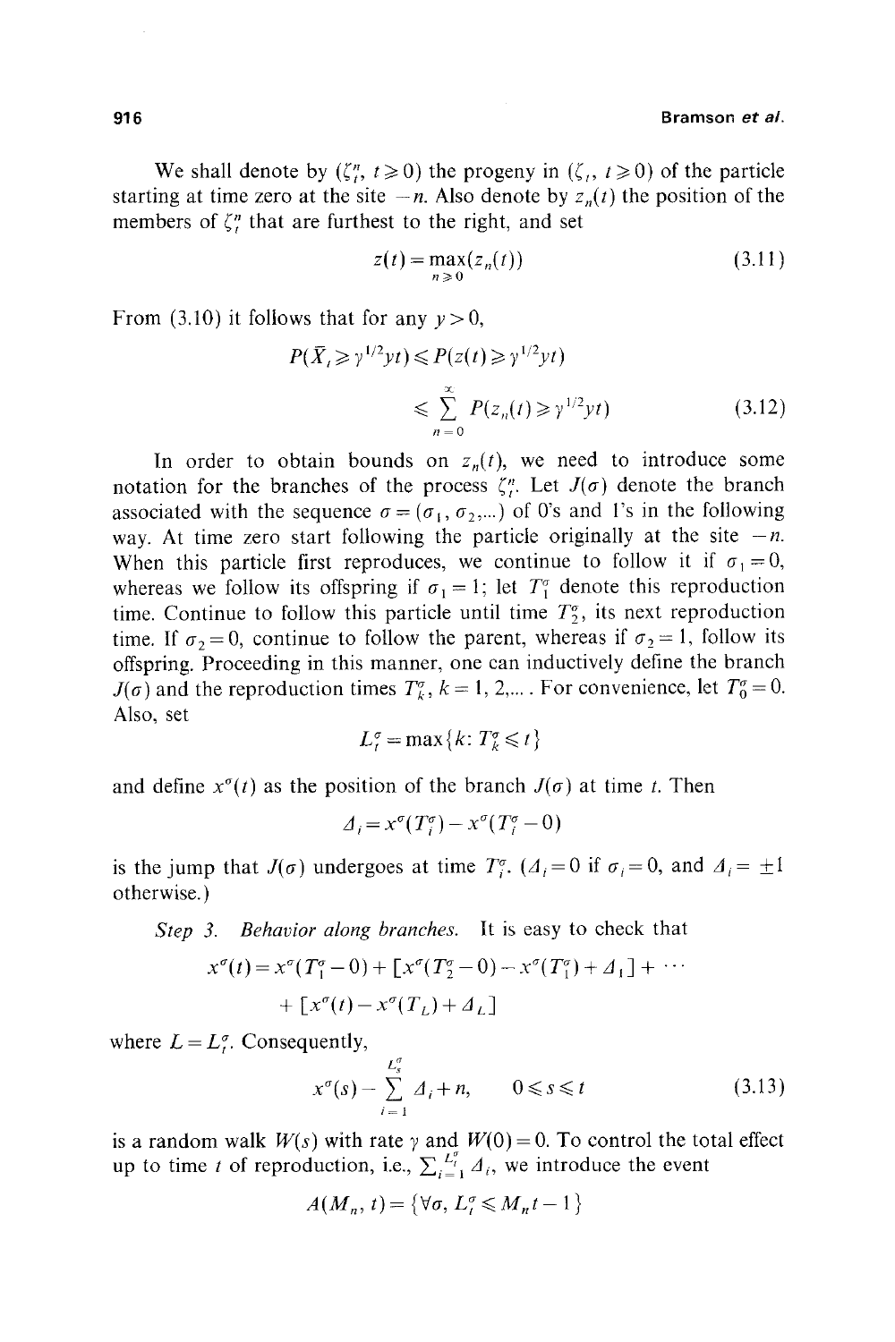We shall denote by $(\zeta_t^n, t \geqslant 0)$ the progeny in $(\zeta_t, t \geqslant 0)$ of the particle starting at time zero at the site $-n$. Also denote by $z_n(t)$ the position of the members of $\zeta_t^n$ that are furthest to the right, and set

$$z(t) = \max_{n \geqslant 0}(z_n(t)) \tag{3.11}$$

From (3.10) it follows that for any $y > 0$,

$$\begin{aligned} P(\bar{X}_t \geqslant \gamma^{1/2} y t) &\leqslant P(z(t) \geqslant \gamma^{1/2} y t) \\ &\leqslant \sum_{n=0}^{\infty} P(z_n(t) \geqslant \gamma^{1/2} y t) \end{aligned} \tag{3.12}$$

In order to obtain bounds on $z_n(t)$, we need to introduce some notation for the branches of the process $\zeta_t^n$. Let $J(\sigma)$ denote the branch associated with the sequence $\sigma = (\sigma_1, \sigma_2, \ldots)$ of 0's and 1's in the following way. At time zero start following the particle originally at the site $-n$. When this particle first reproduces, we continue to follow it if $\sigma_1 = 0$, whereas we follow its offspring if $\sigma_1 = 1$; let $T_1^\sigma$ denote this reproduction time. Continue to follow this particle until time $T_2^\sigma$, its next reproduction time. If $\sigma_2 = 0$, continue to follow the parent, whereas if $\sigma_2 = 1$, follow its offspring. Proceeding in this manner, one can inductively define the branch $J(\sigma)$ and the reproduction times $T_k^\sigma$, $k = 1, 2, \ldots$. For convenience, let $T_0^\sigma = 0$. Also, set

$$L_t^\sigma = \max\{k : T_k^\sigma \leqslant t\}$$

and define $x^\sigma(t)$ as the position of the branch $J(\sigma)$ at time $t$. Then

$$\Delta_i = x^\sigma(T_i^\sigma) - x^\sigma(T_i^\sigma - 0)$$

is the jump that $J(\sigma)$ undergoes at time $T_i^\sigma$. ($\Delta_i = 0$ if $\sigma_i = 0$, and $\Delta_i = \pm 1$ otherwise.)

*Step 3. Behavior along branches.* It is easy to check that

$$\begin{aligned} x^\sigma(t) = x^\sigma(T_1^\sigma - 0) &+ [x^\sigma(T_2^\sigma - 0) - x^\sigma(T_1^\sigma) + \Delta_1] + \cdots \\ &+ [x^\sigma(t) - x^\sigma(T_L) + \Delta_L] \end{aligned}$$

where $L = L_t^\sigma$. Consequently,

$$x^\sigma(s) - \sum_{i=1}^{L_s^\sigma} \Delta_i + n, \qquad 0 \leqslant s \leqslant t \tag{3.13}$$

is a random walk $W(s)$ with rate $\gamma$ and $W(0) = 0$. To control the total effect up to time $t$ of reproduction, i.e., $\sum_{i=1}^{L_t^\sigma} \Delta_i$, we introduce the event

$$A(M_n, t) = \{\forall \sigma, L_t^\sigma \leqslant M_n t - 1\}$$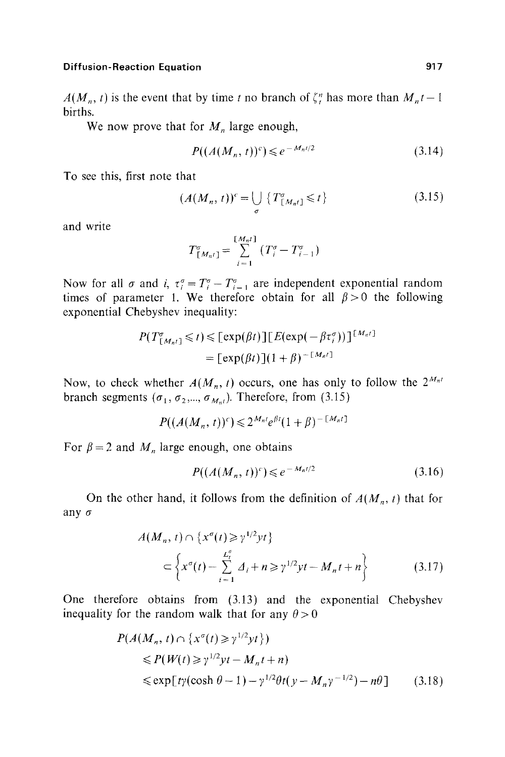$A(M_n, t)$ is the event that by time $t$ no branch of $\zeta_t^n$ has more than $M_n t - 1$ births.

We now prove that for $M_n$ large enough,

$$P((A(M_n, t))^c) \leqslant e^{-M_n t/2} \tag{3.14}$$

To see this, first note that

$$(A(M_n, t))^c = \bigcup_{\sigma} \{T^{\sigma}_{[M_n t]} \leqslant t\} \tag{3.15}$$

and write

$$T^{\sigma}_{[M_n t]} = \sum_{i=1}^{[M_n t]} (T_i^{\sigma} - T_{i-1}^{\sigma})$$

Now for all $\sigma$ and $i$, $\tau_i^{\sigma} = T_i^{\sigma} - T_{i-1}^{\sigma}$ are independent exponential random times of parameter 1. We therefore obtain for all $\beta > 0$ the following exponential Chebyshev inequality:

$$\begin{aligned}
P(T^{\sigma}_{[M_n t]} \leqslant t) &\leqslant [\exp(\beta t)][E(\exp(-\beta \tau_i^{\sigma}))]^{[M_n t]} \\
&= [\exp(\beta t)](1+\beta)^{-[M_n t]}
\end{aligned}$$

Now, to check whether $A(M_n, t)$ occurs, one has only to follow the $2^{M_n t}$ branch segments $(\sigma_1, \sigma_2, \ldots, \sigma_{M_n t})$. Therefore, from (3.15)

$$P((A(M_n, t))^c) \leqslant 2^{M_n t} e^{\beta t} (1+\beta)^{-[M_n t]}$$

For $\beta = 2$ and $M_n$ large enough, one obtains

$$P((A(M_n, t))^c) \leqslant e^{-M_n t/2} \tag{3.16}$$

On the other hand, it follows from the definition of $A(M_n, t)$ that for any $\sigma$

$$\begin{aligned}
&A(M_n, t) \cap \{x^{\sigma}(t) \geqslant \gamma^{1/2} y t\} \\
&\quad \subset \left\{ x^{\sigma}(t) - \sum_{i=1}^{L_t^{\sigma}} \Delta_i + n \geqslant \gamma^{1/2} y t - M_n t + n \right\}
\end{aligned} \tag{3.17}$$

One therefore obtains from (3.13) and the exponential Chebyshev inequality for the random walk that for any $\theta > 0$

$$\begin{aligned}
&P(A(M_n, t) \cap \{x^{\sigma}(t) \geqslant \gamma^{1/2} y t\}) \\
&\quad \leqslant P(W(t) \geqslant \gamma^{1/2} y t - M_n t + n) \\
&\quad \leqslant \exp[t\gamma(\cosh\theta - 1) - \gamma^{1/2}\theta t(y - M_n \gamma^{-1/2}) - n\theta]
\end{aligned} \tag{3.18}$$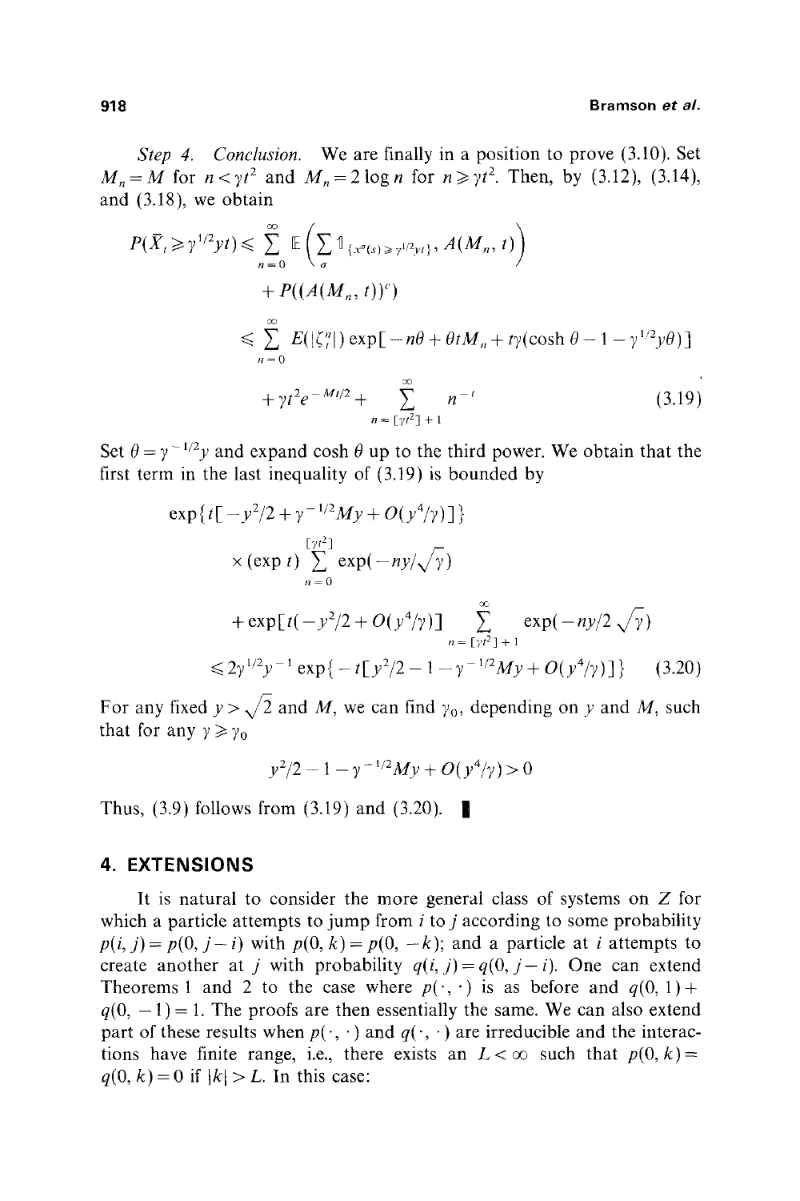*Step 4. Conclusion.* We are finally in a position to prove (3.10). Set $M_n = M$ for $n < \gamma t^2$ and $M_n = 2 \log n$ for $n \geqslant \gamma t^2$. Then, by (3.12), (3.14), and (3.18), we obtain

$$
\begin{aligned}
P(\bar{X}_t \geqslant \gamma^{1/2} y t) &\leqslant \sum_{n=0}^{\infty} \mathbb{E}\left(\sum_{\sigma} \mathbb{1}_{\{x^\sigma(s) \geqslant \gamma^{1/2} y t\}}, A(M_n, t)\right) \\
&\quad + P((A(M_n, t))^c) \\
&\leqslant \sum_{n=0}^{\infty} E(|\zeta_t^n|) \exp[-n\theta + \theta t M_n + t\gamma(\cosh\theta - 1 - \gamma^{1/2} y \theta)] \\
&\quad + \gamma t^2 e^{-Mt/2} + \sum_{n=[\gamma t^2]+1}^{\infty} n^{-t}
\end{aligned} \tag{3.19}
$$

Set $\theta = \gamma^{-1/2} y$ and expand $\cosh\theta$ up to the third power. We obtain that the first term in the last inequality of (3.19) is bounded by

$$
\begin{aligned}
&\exp\{t[-y^2/2 + \gamma^{-1/2} M y + O(y^4/\gamma)]\} \\
&\quad \times (\exp t) \sum_{n=0}^{[\gamma t^2]} \exp(-ny/\sqrt{\gamma}) \\
&\quad + \exp[t(-y^2/2 + O(y^4/\gamma)] \sum_{n=[\gamma t^2]+1}^{\infty} \exp(-ny/2\sqrt{\gamma}) \\
&\leqslant 2\gamma^{1/2} y^{-1} \exp\{-t[y^2/2 - 1 - \gamma^{-1/2} M y + O(y^4/\gamma)]\}
\end{aligned} \tag{3.20}
$$

For any fixed $y > \sqrt{2}$ and $M$, we can find $\gamma_0$, depending on $y$ and $M$, such that for any $\gamma \geqslant \gamma_0$

$$
y^2/2 - 1 - \gamma^{-1/2} M y + O(y^4/\gamma) > 0
$$

Thus, (3.9) follows from (3.19) and (3.20). ∎

## 4. EXTENSIONS

It is natural to consider the more general class of systems on $Z$ for which a particle attempts to jump from $i$ to $j$ according to some probability $p(i, j) = p(0, j - i)$ with $p(0, k) = p(0, -k)$; and a particle at $i$ attempts to create another at $j$ with probability $q(i, j) = q(0, j - i)$. One can extend Theorems 1 and 2 to the case where $p(\cdot, \cdot)$ is as before and $q(0, 1) + q(0, -1) = 1$. The proofs are then essentially the same. We can also extend part of these results when $p(\cdot, \cdot)$ and $q(\cdot, \cdot)$ are irreducible and the interactions have finite range, i.e., there exists an $L < \infty$ such that $p(0, k) = q(0, k) = 0$ if $|k| > L$. In this case: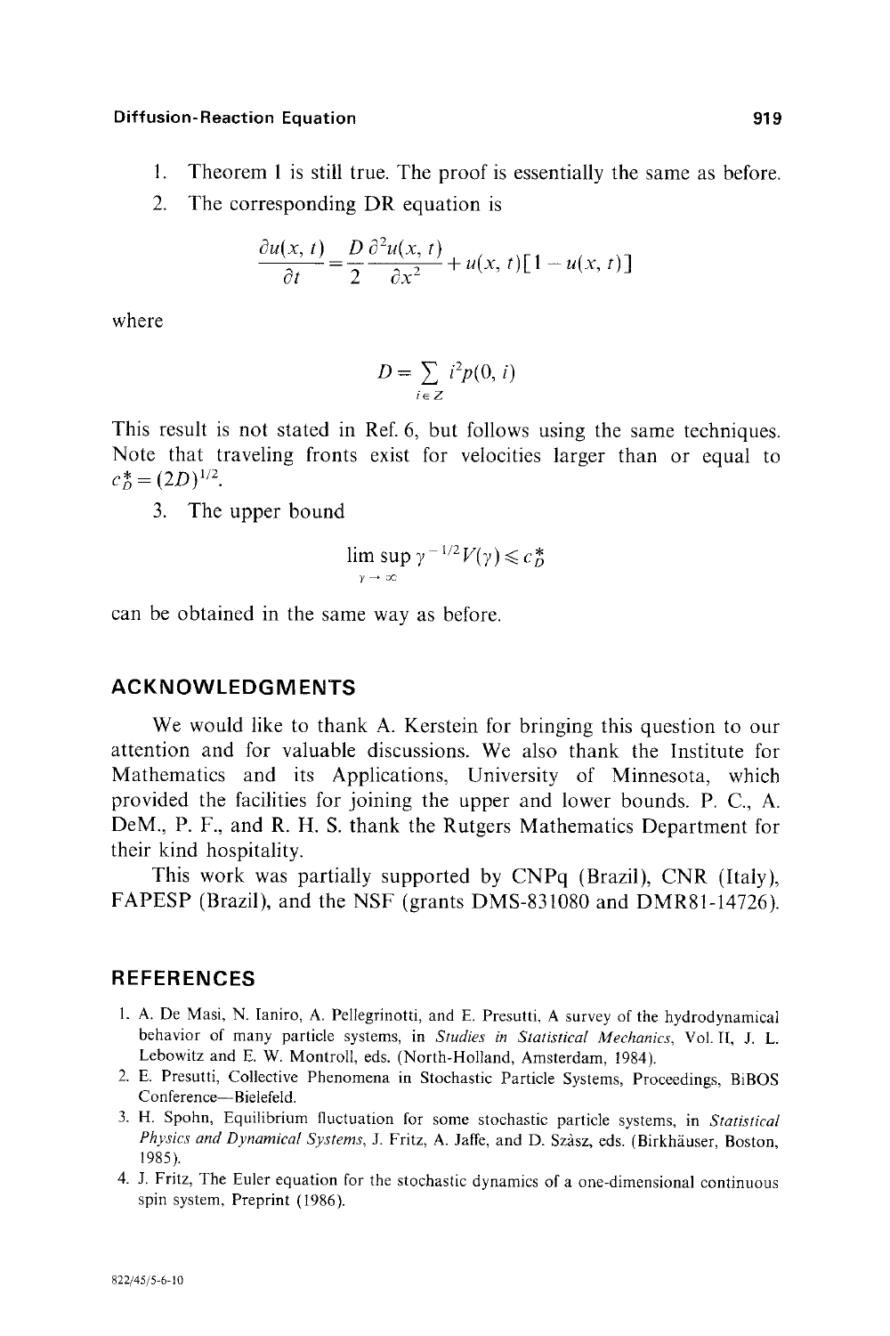1. Theorem 1 is still true. The proof is essentially the same as before.
2. The corresponding DR equation is

$$\frac{\partial u(x, t)}{\partial t} = \frac{D}{2} \frac{\partial^2 u(x, t)}{\partial x^2} + u(x, t)[1 - u(x, t)]$$

where

$$D = \sum_{i \in Z} i^2 p(0, i)$$

This result is not stated in Ref. 6, but follows using the same techniques. Note that traveling fronts exist for velocities larger than or equal to $c_D^* = (2D)^{1/2}$.

3. The upper bound

$$\limsup_{\gamma \to \infty} \gamma^{-1/2} V(\gamma) \leqslant c_D^*$$

can be obtained in the same way as before.

## ACKNOWLEDGMENTS

We would like to thank A. Kerstein for bringing this question to our attention and for valuable discussions. We also thank the Institute for Mathematics and its Applications, University of Minnesota, which provided the facilities for joining the upper and lower bounds. P. C., A. DeM., P. F., and R. H. S. thank the Rutgers Mathematics Department for their kind hospitality.

This work was partially supported by CNPq (Brazil), CNR (Italy), FAPESP (Brazil), and the NSF (grants DMS-831080 and DMR81-14726).

## REFERENCES

1. A. De Masi, N. Ianiro, A. Pellegrinotti, and E. Presutti, A survey of the hydrodynamical behavior of many particle systems, in *Studies in Statistical Mechanics*, Vol. II, J. L. Lebowitz and E. W. Montroll, eds. (North-Holland, Amsterdam, 1984).
2. E. Presutti, Collective Phenomena in Stochastic Particle Systems, Proceedings, BiBOS Conference—Bielefeld.
3. H. Spohn, Equilibrium fluctuation for some stochastic particle systems, in *Statistical Physics and Dynamical Systems*, J. Fritz, A. Jaffe, and D. Szász, eds. (Birkhäuser, Boston, 1985).
4. J. Fritz, The Euler equation for the stochastic dynamics of a one-dimensional continuous spin system, Preprint (1986).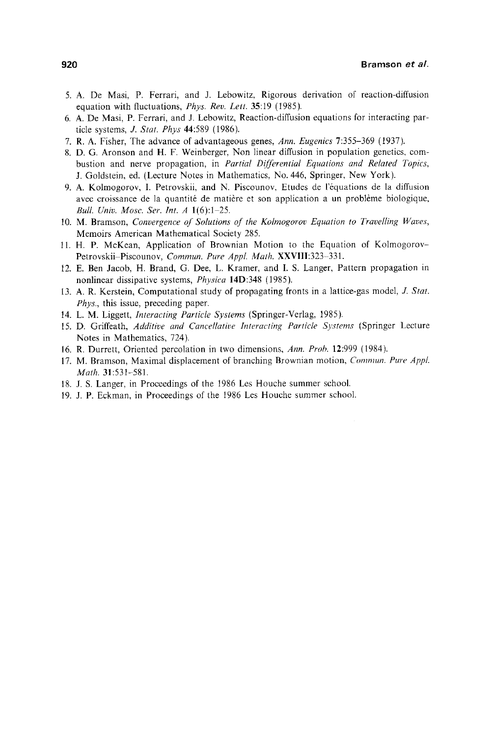5. A. De Masi, P. Ferrari, and J. Lebowitz, Rigorous derivation of reaction-diffusion equation with fluctuations, *Phys. Rev. Lett.* **35**:19 (1985).
6. A. De Masi, P. Ferrari, and J. Lebowitz, Reaction-diffusion equations for interacting particle systems, *J. Stat. Phys* **44**:589 (1986).
7. R. A. Fisher, The advance of advantageous genes, *Ann. Eugenics* 7:355–369 (1937).
8. D. G. Aronson and H. F. Weinberger, Non linear diffusion in population genetics, combustion and nerve propagation, in *Partial Differential Equations and Related Topics*, J. Goldstein, ed. (Lecture Notes in Mathematics, No. 446, Springer, New York).
9. A. Kolmogorov, I. Petrovskii, and N. Piscounov, Etudes de l'équations de la diffusion avec croissance de la quantité de matière et son application a un problème biologique, *Bull. Univ. Mosc. Ser. Int. A* **1**(6):1–25.
10. M. Bramson, *Convergence of Solutions of the Kolmogorov Equation to Travelling Waves*, Memoirs American Mathematical Society 285.
11. H. P. McKean, Application of Brownian Motion to the Equation of Kolmogorov–Petrovskii–Piscounov, *Commun. Pure Appl. Math.* **XXVIII**:323–331.
12. E. Ben Jacob, H. Brand, G. Dee, L. Kramer, and I. S. Langer, Pattern propagation in nonlinear dissipative systems, *Physica* **14D**:348 (1985).
13. A. R. Kerstein, Computational study of propagating fronts in a lattice-gas model, *J. Stat. Phys.*, this issue, preceding paper.
14. L. M. Liggett, *Interacting Particle Systems* (Springer-Verlag, 1985).
15. D. Griffeath, *Additive and Cancellative Interacting Particle Systems* (Springer Lecture Notes in Mathematics, 724).
16. R. Durrett, Oriented percolation in two dimensions, *Ann. Prob.* **12**:999 (1984).
17. M. Bramson, Maximal displacement of branching Brownian motion, *Commun. Pure Appl. Math.* **31**:531–581.
18. J. S. Langer, in Proceedings of the 1986 Les Houche summer school.
19. J. P. Eckman, in Proceedings of the 1986 Les Houche summer school.